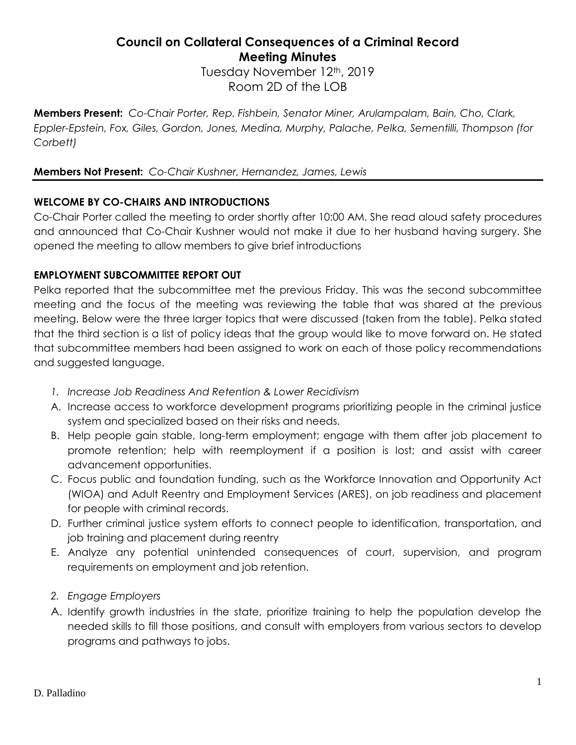# Council on Collateral Consequences of a Criminal Record
## Meeting Minutes

Tuesday November 12th, 2019
Room 2D of the LOB

**Members Present:** *Co-Chair Porter, Rep. Fishbein, Senator Miner, Arulampalam, Bain, Cho, Clark, Eppler-Epstein, Fox, Giles, Gordon, Jones, Medina, Murphy, Palache, Pelka, Sementilli, Thompson (for Corbett)*

**Members Not Present:** *Co-Chair Kushner, Hernandez, James, Lewis*

---

### WELCOME BY CO-CHAIRS AND INTRODUCTIONS

Co-Chair Porter called the meeting to order shortly after 10:00 AM. She read aloud safety procedures and announced that Co-Chair Kushner would not make it due to her husband having surgery. She opened the meeting to allow members to give brief introductions

### EMPLOYMENT SUBCOMMITTEE REPORT OUT

Pelka reported that the subcommittee met the previous Friday. This was the second subcommittee meeting and the focus of the meeting was reviewing the table that was shared at the previous meeting. Below were the three larger topics that were discussed (taken from the table). Pelka stated that the third section is a list of policy ideas that the group would like to move forward on. He stated that subcommittee members had been assigned to work on each of those policy recommendations and suggested language.

1. *Increase Job Readiness And Retention & Lower Recidivism*

A. Increase access to workforce development programs prioritizing people in the criminal justice system and specialized based on their risks and needs.

B. Help people gain stable, long-term employment; engage with them after job placement to promote retention; help with reemployment if a position is lost; and assist with career advancement opportunities.

C. Focus public and foundation funding, such as the Workforce Innovation and Opportunity Act (WIOA) and Adult Reentry and Employment Services (ARES), on job readiness and placement for people with criminal records.

D. Further criminal justice system efforts to connect people to identification, transportation, and job training and placement during reentry

E. Analyze any potential unintended consequences of court, supervision, and program requirements on employment and job retention.

2. *Engage Employers*

A. Identify growth industries in the state, prioritize training to help the population develop the needed skills to fill those positions, and consult with employers from various sectors to develop programs and pathways to jobs.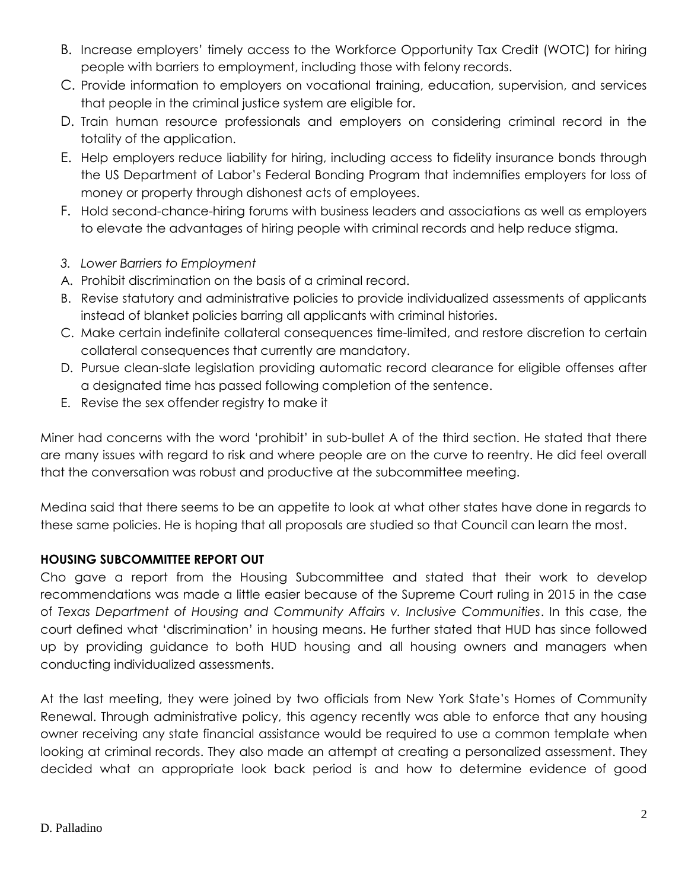B. Increase employers' timely access to the Workforce Opportunity Tax Credit (WOTC) for hiring people with barriers to employment, including those with felony records.
C. Provide information to employers on vocational training, education, supervision, and services that people in the criminal justice system are eligible for.
D. Train human resource professionals and employers on considering criminal record in the totality of the application.
E. Help employers reduce liability for hiring, including access to fidelity insurance bonds through the US Department of Labor's Federal Bonding Program that indemnifies employers for loss of money or property through dishonest acts of employees.
F. Hold second-chance-hiring forums with business leaders and associations as well as employers to elevate the advantages of hiring people with criminal records and help reduce stigma.

*3. Lower Barriers to Employment*

A. Prohibit discrimination on the basis of a criminal record.
B. Revise statutory and administrative policies to provide individualized assessments of applicants instead of blanket policies barring all applicants with criminal histories.
C. Make certain indefinite collateral consequences time-limited, and restore discretion to certain collateral consequences that currently are mandatory.
D. Pursue clean-slate legislation providing automatic record clearance for eligible offenses after a designated time has passed following completion of the sentence.
E. Revise the sex offender registry to make it

Miner had concerns with the word 'prohibit' in sub-bullet A of the third section. He stated that there are many issues with regard to risk and where people are on the curve to reentry. He did feel overall that the conversation was robust and productive at the subcommittee meeting.

Medina said that there seems to be an appetite to look at what other states have done in regards to these same policies. He is hoping that all proposals are studied so that Council can learn the most.

**HOUSING SUBCOMMITTEE REPORT OUT**

Cho gave a report from the Housing Subcommittee and stated that their work to develop recommendations was made a little easier because of the Supreme Court ruling in 2015 in the case of *Texas Department of Housing and Community Affairs v. Inclusive Communities*. In this case, the court defined what 'discrimination' in housing means. He further stated that HUD has since followed up by providing guidance to both HUD housing and all housing owners and managers when conducting individualized assessments.

At the last meeting, they were joined by two officials from New York State's Homes of Community Renewal. Through administrative policy, this agency recently was able to enforce that any housing owner receiving any state financial assistance would be required to use a common template when looking at criminal records. They also made an attempt at creating a personalized assessment. They decided what an appropriate look back period is and how to determine evidence of good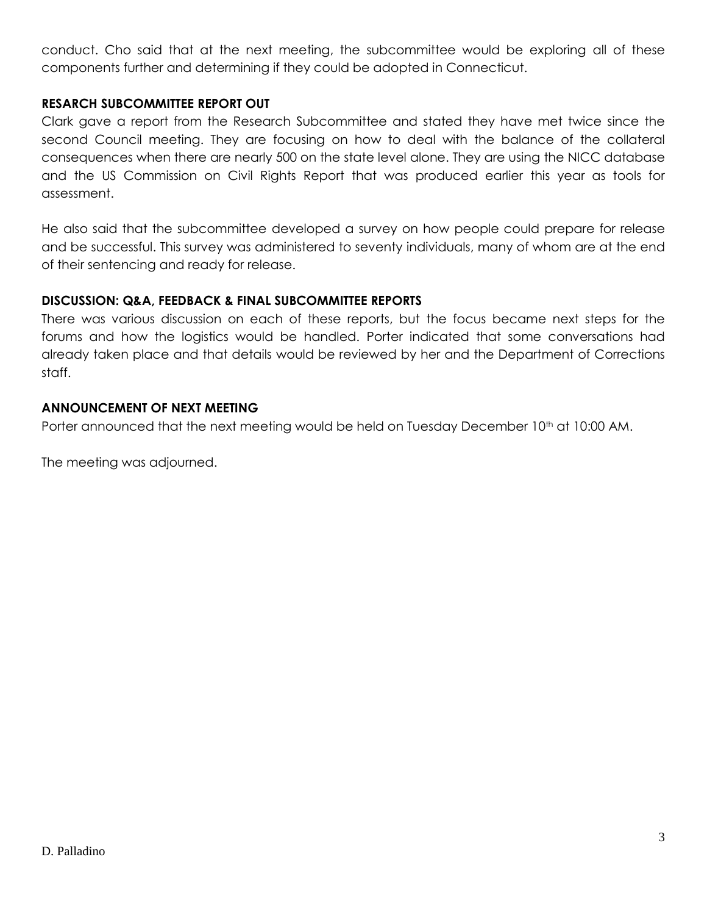conduct. Cho said that at the next meeting, the subcommittee would be exploring all of these components further and determining if they could be adopted in Connecticut.

**RESARCH SUBCOMMITTEE REPORT OUT**

Clark gave a report from the Research Subcommittee and stated they have met twice since the second Council meeting. They are focusing on how to deal with the balance of the collateral consequences when there are nearly 500 on the state level alone. They are using the NICC database and the US Commission on Civil Rights Report that was produced earlier this year as tools for assessment.

He also said that the subcommittee developed a survey on how people could prepare for release and be successful. This survey was administered to seventy individuals, many of whom are at the end of their sentencing and ready for release.

**DISCUSSION: Q&A, FEEDBACK & FINAL SUBCOMMITTEE REPORTS**

There was various discussion on each of these reports, but the focus became next steps for the forums and how the logistics would be handled. Porter indicated that some conversations had already taken place and that details would be reviewed by her and the Department of Corrections staff.

**ANNOUNCEMENT OF NEXT MEETING**

Porter announced that the next meeting would be held on Tuesday December 10th at 10:00 AM.

The meeting was adjourned.

D. Palladino